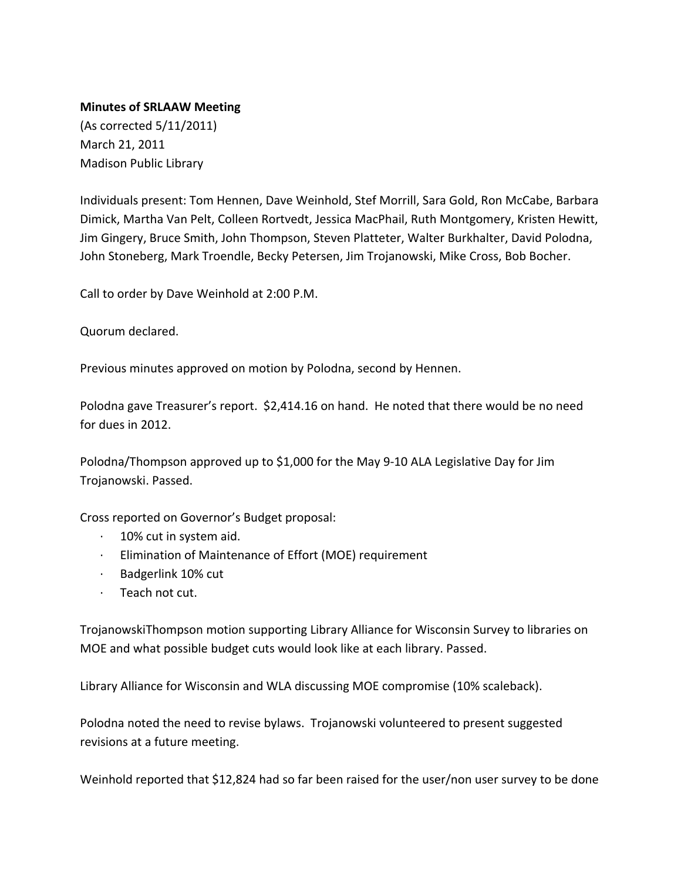**Minutes of SRLAAW Meeting**
(As corrected 5/11/2011)
March 21, 2011
Madison Public Library

Individuals present: Tom Hennen, Dave Weinhold, Stef Morrill, Sara Gold, Ron McCabe, Barbara Dimick, Martha Van Pelt, Colleen Rortvedt, Jessica MacPhail, Ruth Montgomery, Kristen Hewitt, Jim Gingery, Bruce Smith, John Thompson, Steven Platteter, Walter Burkhalter, David Polodna, John Stoneberg, Mark Troendle, Becky Petersen, Jim Trojanowski, Mike Cross, Bob Bocher.

Call to order by Dave Weinhold at 2:00 P.M.

Quorum declared.

Previous minutes approved on motion by Polodna, second by Hennen.

Polodna gave Treasurer's report. $2,414.16 on hand. He noted that there would be no need for dues in 2012.

Polodna/Thompson approved up to $1,000 for the May 9-10 ALA Legislative Day for Jim Trojanowski. Passed.

Cross reported on Governor's Budget proposal:

- 10% cut in system aid.
- Elimination of Maintenance of Effort (MOE) requirement
- Badgerlink 10% cut
- Teach not cut.

TrojanowskiThompson motion supporting Library Alliance for Wisconsin Survey to libraries on MOE and what possible budget cuts would look like at each library. Passed.

Library Alliance for Wisconsin and WLA discussing MOE compromise (10% scaleback).

Polodna noted the need to revise bylaws. Trojanowski volunteered to present suggested revisions at a future meeting.

Weinhold reported that $12,824 had so far been raised for the user/non user survey to be done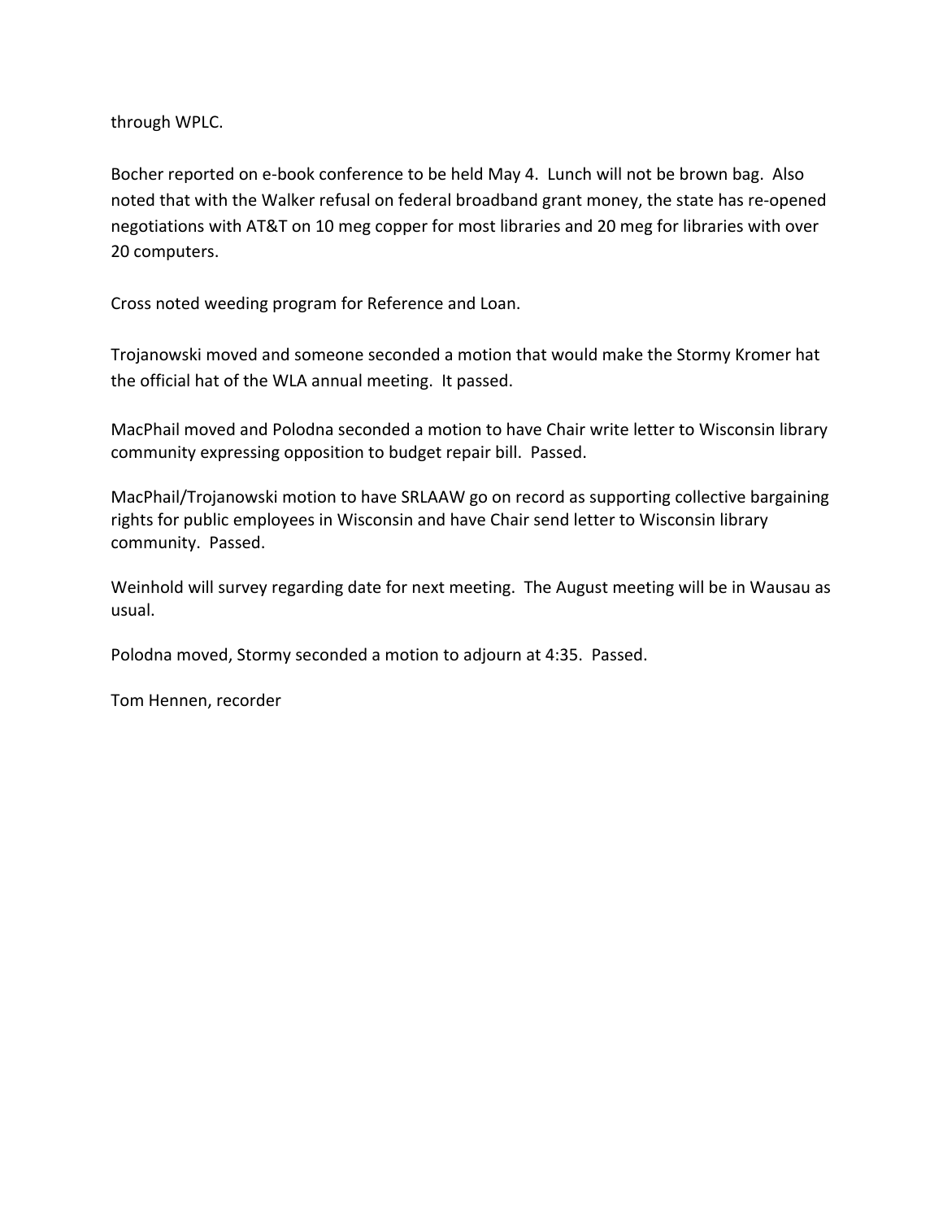through WPLC.

Bocher reported on e-book conference to be held May 4. Lunch will not be brown bag. Also noted that with the Walker refusal on federal broadband grant money, the state has re-opened negotiations with AT&T on 10 meg copper for most libraries and 20 meg for libraries with over 20 computers.

Cross noted weeding program for Reference and Loan.

Trojanowski moved and someone seconded a motion that would make the Stormy Kromer hat the official hat of the WLA annual meeting. It passed.

MacPhail moved and Polodna seconded a motion to have Chair write letter to Wisconsin library community expressing opposition to budget repair bill. Passed.

MacPhail/Trojanowski motion to have SRLAAW go on record as supporting collective bargaining rights for public employees in Wisconsin and have Chair send letter to Wisconsin library community. Passed.

Weinhold will survey regarding date for next meeting. The August meeting will be in Wausau as usual.

Polodna moved, Stormy seconded a motion to adjourn at 4:35. Passed.

Tom Hennen, recorder